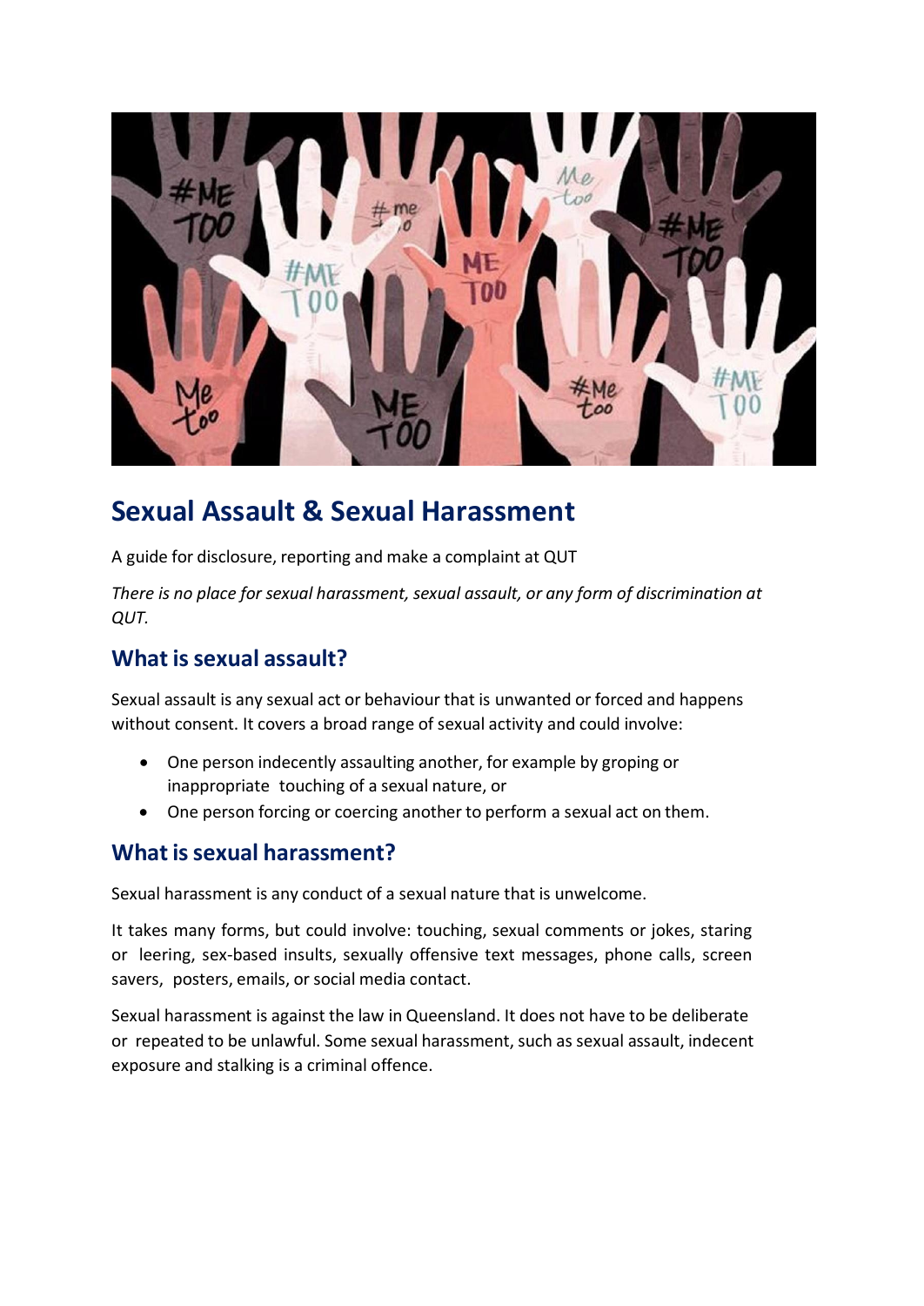# Sexual Assault & Sexual Harassment

A guide for disclosure, reporting and make a complaint at QUT

*There is no place for sexual harassment, sexual assault, or any form of discrimination at QUT.*

## What is sexual assault?

Sexual assault is any sexual act or behaviour that is unwanted or forced and happens without consent. It covers a broad range of sexual activity and could involve:

- One person indecently assaulting another, for example by groping or inappropriate touching of a sexual nature, or
- One person forcing or coercing another to perform a sexual act on them.

## What is sexual harassment?

Sexual harassment is any conduct of a sexual nature that is unwelcome.

It takes many forms, but could involve: touching, sexual comments or jokes, staring or leering, sex-based insults, sexually offensive text messages, phone calls, screen savers, posters, emails, or social media contact.

Sexual harassment is against the law in Queensland. It does not have to be deliberate or repeated to be unlawful. Some sexual harassment, such as sexual assault, indecent exposure and stalking is a criminal offence.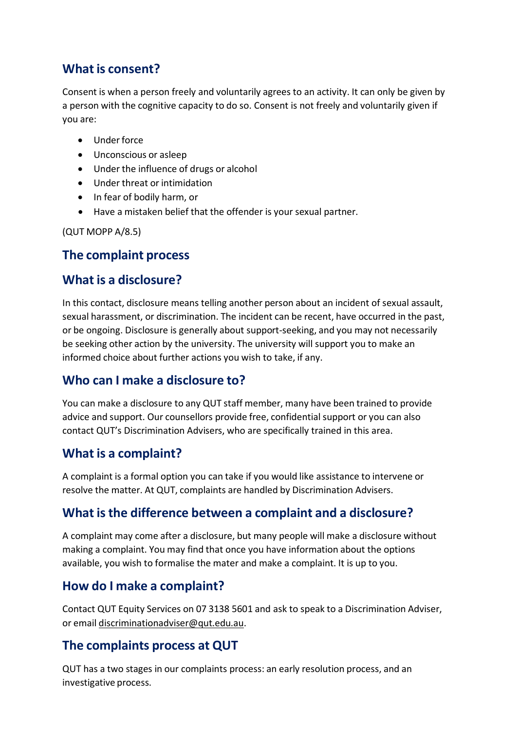## What is consent?

Consent is when a person freely and voluntarily agrees to an activity. It can only be given by a person with the cognitive capacity to do so. Consent is not freely and voluntarily given if you are:

- Under force
- Unconscious or asleep
- Under the influence of drugs or alcohol
- Under threat or intimidation
- In fear of bodily harm, or
- Have a mistaken belief that the offender is your sexual partner.

(QUT MOPP A/8.5)

## The complaint process

## What is a disclosure?

In this contact, disclosure means telling another person about an incident of sexual assault, sexual harassment, or discrimination. The incident can be recent, have occurred in the past, or be ongoing. Disclosure is generally about support-seeking, and you may not necessarily be seeking other action by the university. The university will support you to make an informed choice about further actions you wish to take, if any.

## Who can I make a disclosure to?

You can make a disclosure to any QUT staff member, many have been trained to provide advice and support. Our counsellors provide free, confidential support or you can also contact QUT's Discrimination Advisers, who are specifically trained in this area.

## What is a complaint?

A complaint is a formal option you can take if you would like assistance to intervene or resolve the matter. At QUT, complaints are handled by Discrimination Advisers.

## What is the difference between a complaint and a disclosure?

A complaint may come after a disclosure, but many people will make a disclosure without making a complaint. You may find that once you have information about the options available, you wish to formalise the mater and make a complaint. It is up to you.

## How do I make a complaint?

Contact QUT Equity Services on 07 3138 5601 and ask to speak to a Discrimination Adviser, or email discriminationadviser@qut.edu.au.

## The complaints process at QUT

QUT has a two stages in our complaints process: an early resolution process, and an investigative process.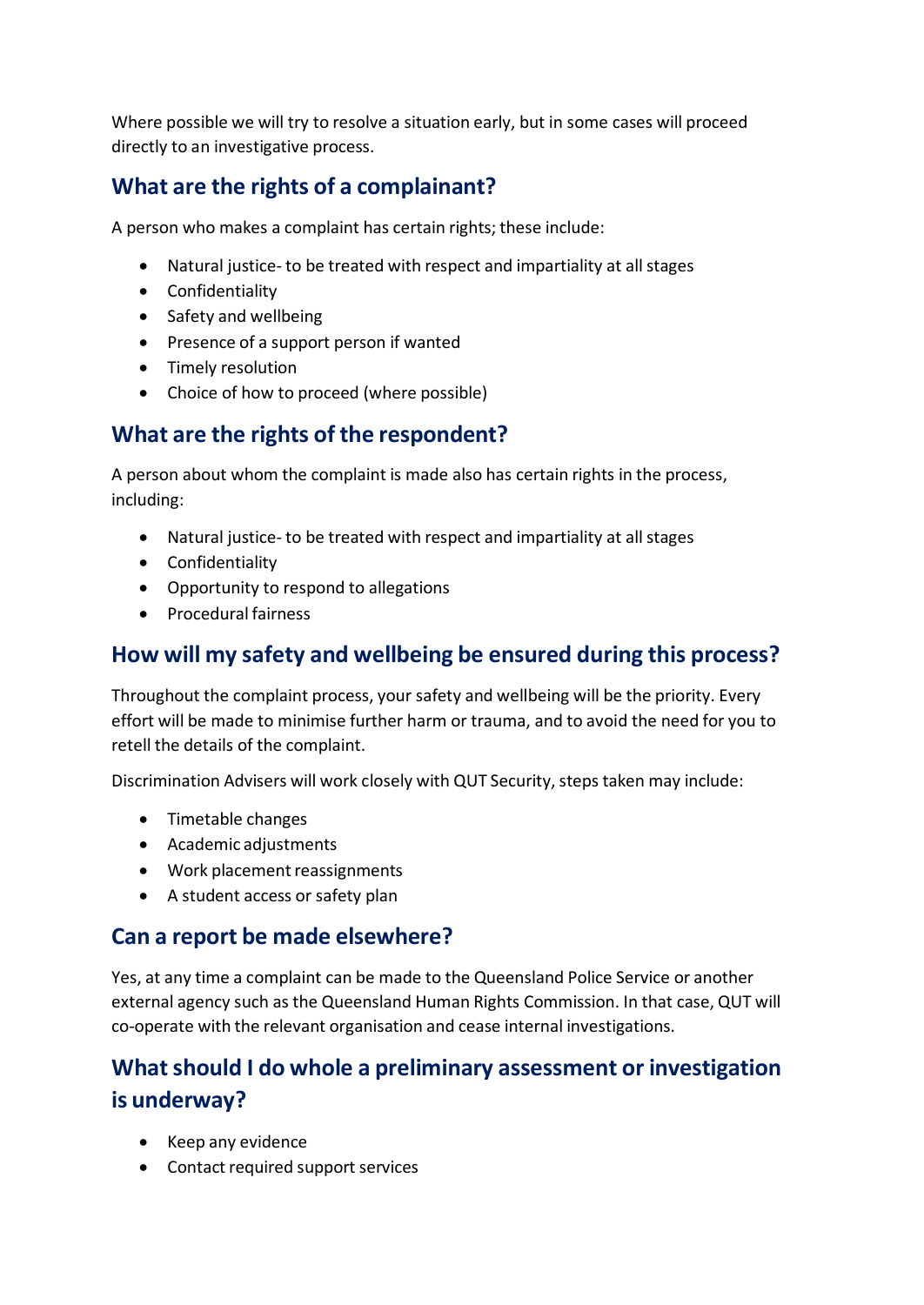Where possible we will try to resolve a situation early, but in some cases will proceed directly to an investigative process.

## What are the rights of a complainant?

A person who makes a complaint has certain rights; these include:

- Natural justice- to be treated with respect and impartiality at all stages
- Confidentiality
- Safety and wellbeing
- Presence of a support person if wanted
- Timely resolution
- Choice of how to proceed (where possible)

## What are the rights of the respondent?

A person about whom the complaint is made also has certain rights in the process, including:

- Natural justice- to be treated with respect and impartiality at all stages
- Confidentiality
- Opportunity to respond to allegations
- Procedural fairness

## How will my safety and wellbeing be ensured during this process?

Throughout the complaint process, your safety and wellbeing will be the priority. Every effort will be made to minimise further harm or trauma, and to avoid the need for you to retell the details of the complaint.

Discrimination Advisers will work closely with QUT Security, steps taken may include:

- Timetable changes
- Academic adjustments
- Work placement reassignments
- A student access or safety plan

## Can a report be made elsewhere?

Yes, at any time a complaint can be made to the Queensland Police Service or another external agency such as the Queensland Human Rights Commission. In that case, QUT will co-operate with the relevant organisation and cease internal investigations.

## What should I do whole a preliminary assessment or investigation is underway?

- Keep any evidence
- Contact required support services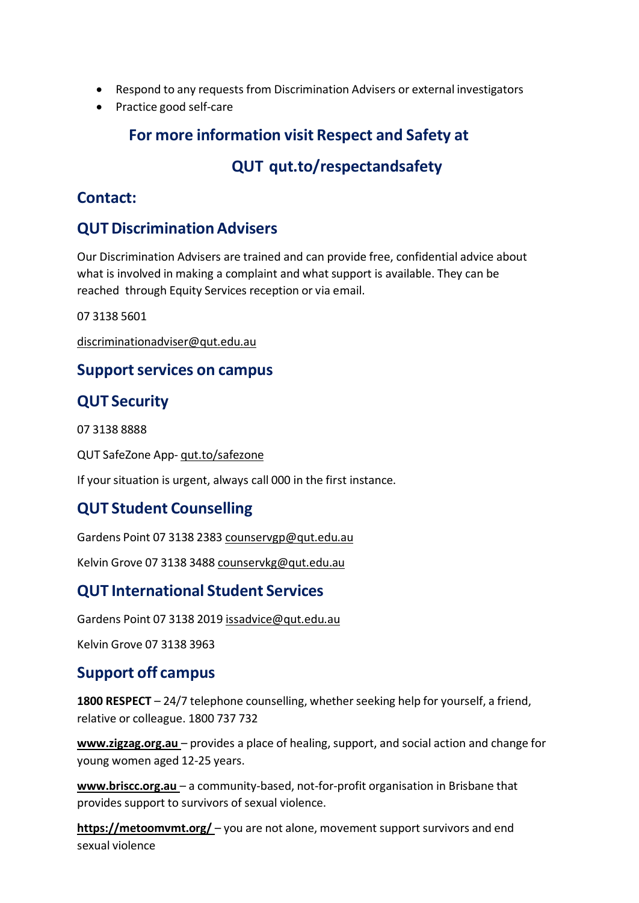- Respond to any requests from Discrimination Advisers or external investigators
- Practice good self-care

## For more information visit Respect and Safety at QUT qut.to/respectandsafety

## Contact:

### QUT Discrimination Advisers

Our Discrimination Advisers are trained and can provide free, confidential advice about what is involved in making a complaint and what support is available. They can be reached through Equity Services reception or via email.

07 3138 5601

discriminationadviser@qut.edu.au

### Support services on campus

### QUT Security

07 3138 8888

QUT SafeZone App- qut.to/safezone

If your situation is urgent, always call 000 in the first instance.

### QUT Student Counselling

Gardens Point 07 3138 2383 counservgp@qut.edu.au

Kelvin Grove 07 3138 3488 counservkg@qut.edu.au

### QUT International Student Services

Gardens Point 07 3138 2019 issadvice@qut.edu.au

Kelvin Grove 07 3138 3963

### Support off campus

**1800 RESPECT** – 24/7 telephone counselling, whether seeking help for yourself, a friend, relative or colleague. 1800 737 732

**www.zigzag.org.au** – provides a place of healing, support, and social action and change for young women aged 12-25 years.

**www.briscc.org.au** – a community-based, not-for-profit organisation in Brisbane that provides support to survivors of sexual violence.

**https://metoomvmt.org/** – you are not alone, movement support survivors and end sexual violence